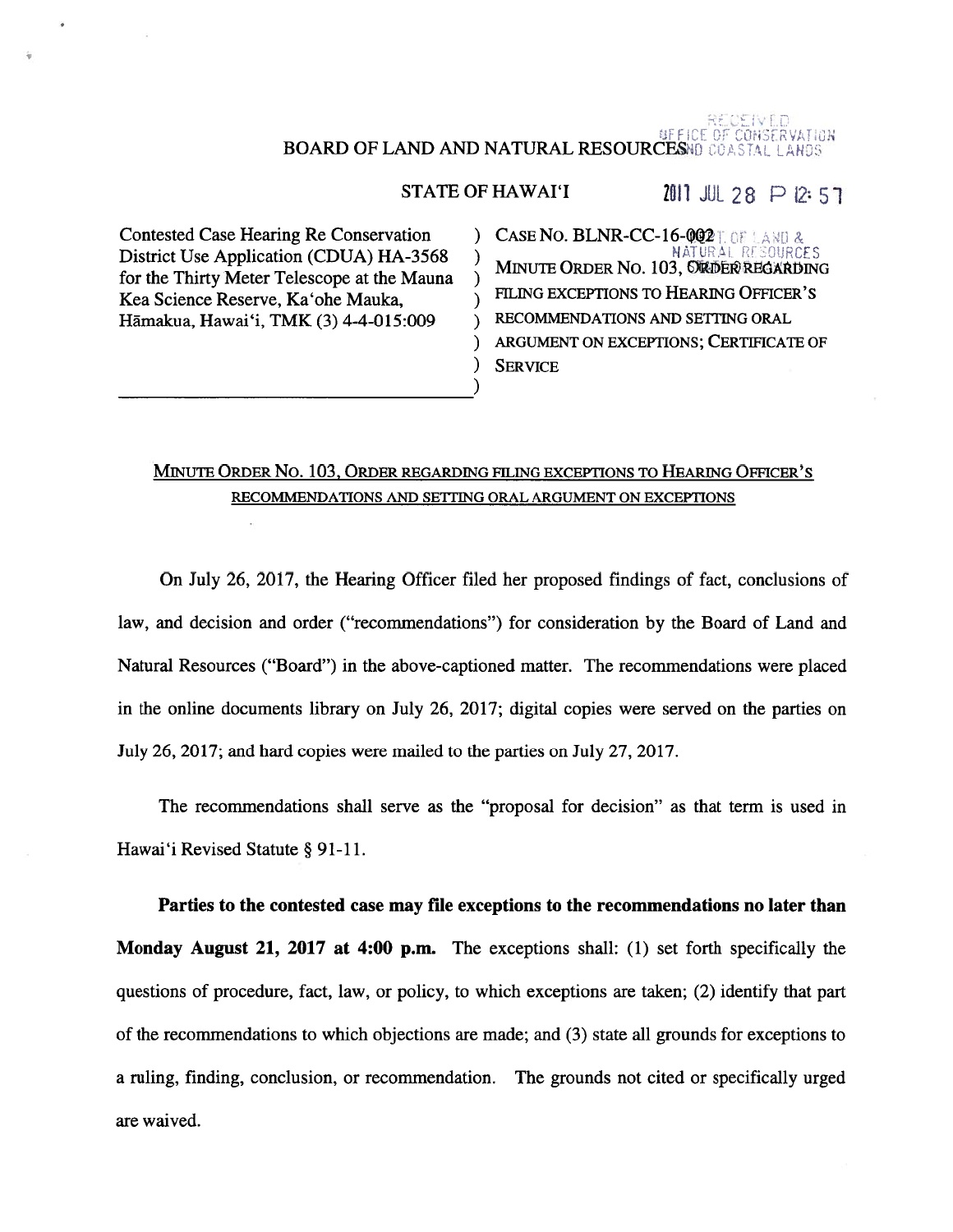BOARD OF LAND AND NATURAL RESOURCES

STATE OF HAWAI'I

RECEIVED
OFFICE OF CONSERVATION AND COASTAL LANDS
2017 JUL 28 P 12:57
DEPT. OF LAND & NATURAL RESOURCES

| | |
|---|---|
| Contested Case Hearing Re Conservation District Use Application (CDUA) HA-3568 for the Thirty Meter Telescope at the Mauna Kea Science Reserve, Ka'ohe Mauka, Hāmakua, Hawai'i, TMK (3) 4-4-015:009 | CASE NO. BLNR-CC-16-002<br>MINUTE ORDER NO. 103, ORDER REGARDING FILING EXCEPTIONS TO HEARING OFFICER'S RECOMMENDATIONS AND SETTING ORAL ARGUMENT ON EXCEPTIONS; CERTIFICATE OF SERVICE |

MINUTE ORDER NO. 103, ORDER REGARDING FILING EXCEPTIONS TO HEARING OFFICER'S RECOMMENDATIONS AND SETTING ORAL ARGUMENT ON EXCEPTIONS

On July 26, 2017, the Hearing Officer filed her proposed findings of fact, conclusions of law, and decision and order ("recommendations") for consideration by the Board of Land and Natural Resources ("Board") in the above-captioned matter. The recommendations were placed in the online documents library on July 26, 2017; digital copies were served on the parties on July 26, 2017; and hard copies were mailed to the parties on July 27, 2017.

The recommendations shall serve as the "proposal for decision" as that term is used in Hawai'i Revised Statute § 91-11.

**Parties to the contested case may file exceptions to the recommendations no later than Monday August 21, 2017 at 4:00 p.m.** The exceptions shall: (1) set forth specifically the questions of procedure, fact, law, or policy, to which exceptions are taken; (2) identify that part of the recommendations to which objections are made; and (3) state all grounds for exceptions to a ruling, finding, conclusion, or recommendation. The grounds not cited or specifically urged are waived.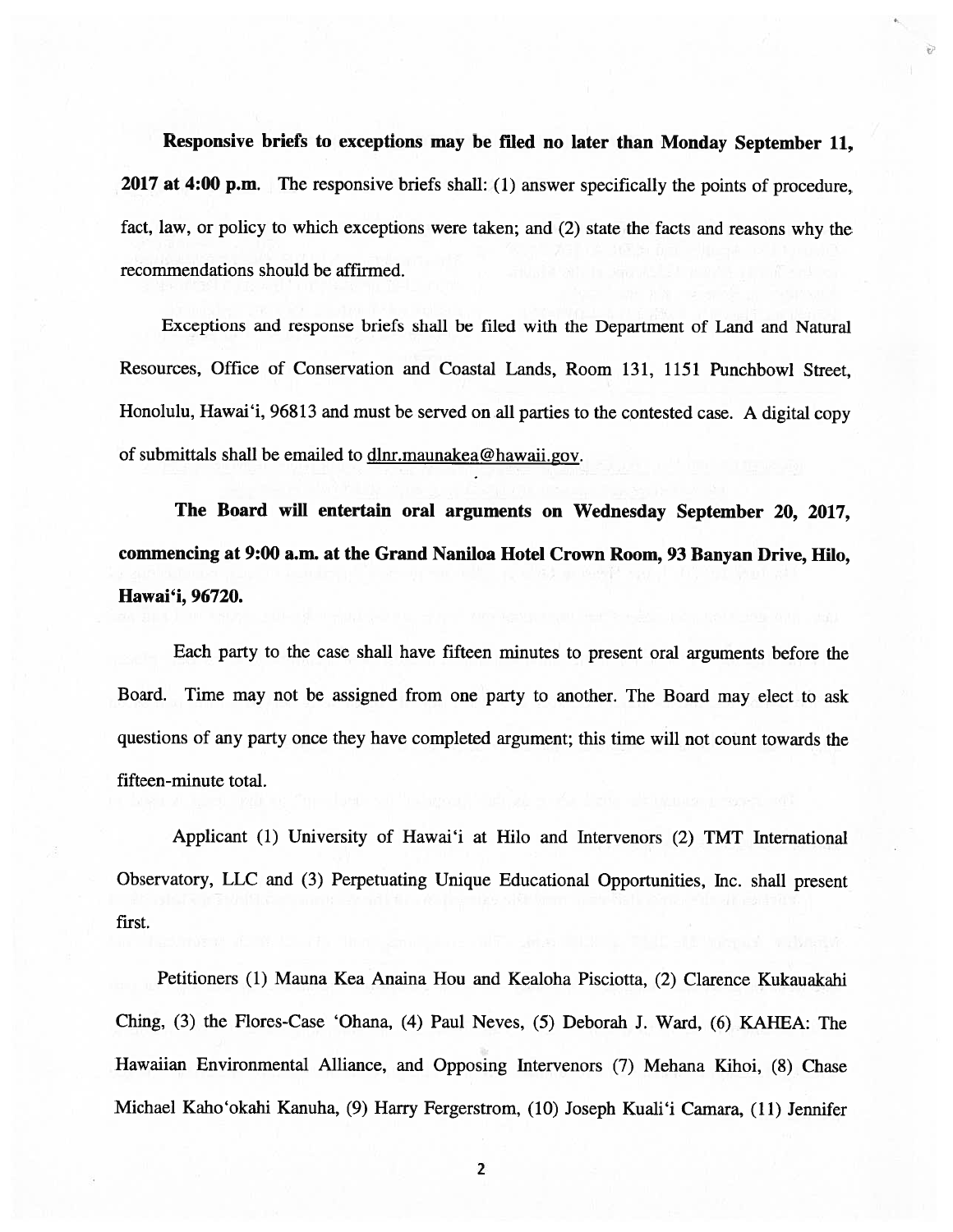**Responsive briefs to exceptions may be filed no later than Monday September 11, 2017 at 4:00 p.m.** The responsive briefs shall: (1) answer specifically the points of procedure, fact, law, or policy to which exceptions were taken; and (2) state the facts and reasons why the recommendations should be affirmed.

Exceptions and response briefs shall be filed with the Department of Land and Natural Resources, Office of Conservation and Coastal Lands, Room 131, 1151 Punchbowl Street, Honolulu, Hawai'i, 96813 and must be served on all parties to the contested case. A digital copy of submittals shall be emailed to dlnr.maunakea@hawaii.gov.

**The Board will entertain oral arguments on Wednesday September 20, 2017, commencing at 9:00 a.m. at the Grand Naniloa Hotel Crown Room, 93 Banyan Drive, Hilo, Hawai'i, 96720.**

Each party to the case shall have fifteen minutes to present oral arguments before the Board. Time may not be assigned from one party to another. The Board may elect to ask questions of any party once they have completed argument; this time will not count towards the fifteen-minute total.

Applicant (1) University of Hawai'i at Hilo and Intervenors (2) TMT International Observatory, LLC and (3) Perpetuating Unique Educational Opportunities, Inc. shall present first.

Petitioners (1) Mauna Kea Anaina Hou and Kealoha Pisciotta, (2) Clarence Kukauakahi Ching, (3) the Flores-Case 'Ohana, (4) Paul Neves, (5) Deborah J. Ward, (6) KAHEA: The Hawaiian Environmental Alliance, and Opposing Intervenors (7) Mehana Kihoi, (8) Chase Michael Kaho'okahi Kanuha, (9) Harry Fergerstrom, (10) Joseph Kuali'i Camara, (11) Jennifer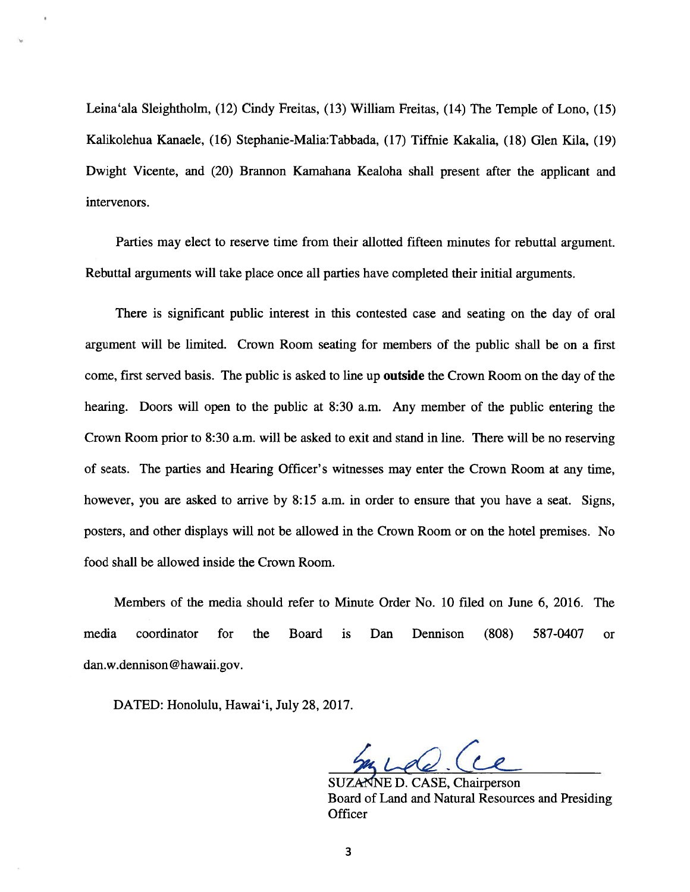Leina'ala Sleightholm, (12) Cindy Freitas, (13) William Freitas, (14) The Temple of Lono, (15) Kalikolehua Kanaele, (16) Stephanie-Malia:Tabbada, (17) Tiffnie Kakalia, (18) Glen Kila, (19) Dwight Vicente, and (20) Brannon Kamahana Kealoha shall present after the applicant and intervenors.

Parties may elect to reserve time from their allotted fifteen minutes for rebuttal argument. Rebuttal arguments will take place once all parties have completed their initial arguments.

There is significant public interest in this contested case and seating on the day of oral argument will be limited. Crown Room seating for members of the public shall be on a first come, first served basis. The public is asked to line up **outside** the Crown Room on the day of the hearing. Doors will open to the public at 8:30 a.m. Any member of the public entering the Crown Room prior to 8:30 a.m. will be asked to exit and stand in line. There will be no reserving of seats. The parties and Hearing Officer's witnesses may enter the Crown Room at any time, however, you are asked to arrive by 8:15 a.m. in order to ensure that you have a seat. Signs, posters, and other displays will not be allowed in the Crown Room or on the hotel premises. No food shall be allowed inside the Crown Room.

Members of the media should refer to Minute Order No. 10 filed on June 6, 2016. The media coordinator for the Board is Dan Dennison (808) 587-0407 or dan.w.dennison@hawaii.gov.

DATED: Honolulu, Hawai'i, July 28, 2017.

SUZANNE D. CASE, Chairperson
Board of Land and Natural Resources and Presiding Officer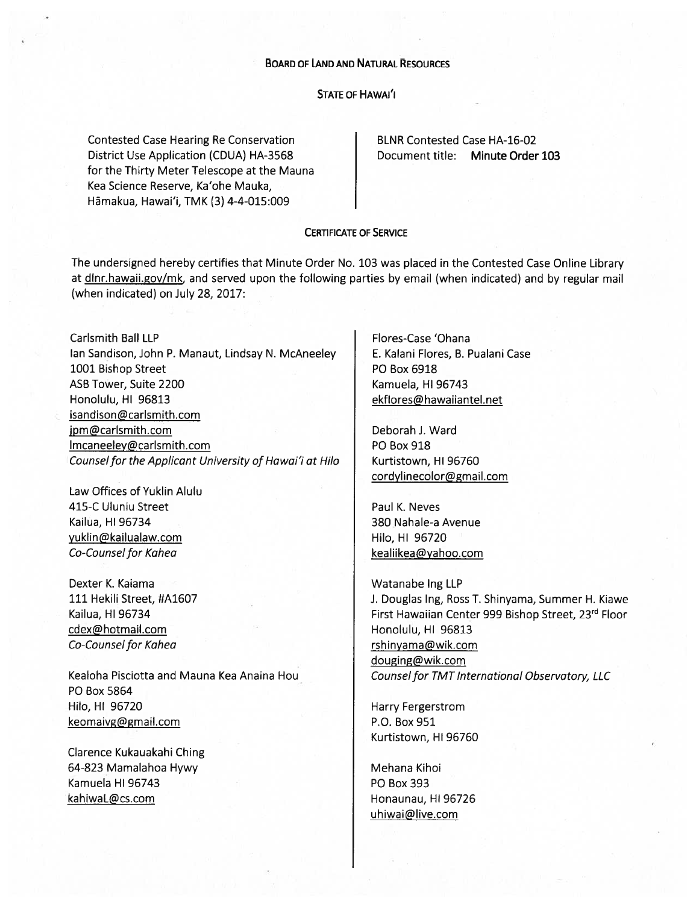**Board of Land and Natural Resources**

**State of Hawai'i**

Contested Case Hearing Re Conservation District Use Application (CDUA) HA-3568 for the Thirty Meter Telescope at the Mauna Kea Science Reserve, Ka'ohe Mauka, Hāmakua, Hawai'i, TMK (3) 4-4-015:009

BLNR Contested Case HA-16-02
Document title: **Minute Order 103**

**Certificate of Service**

The undersigned hereby certifies that Minute Order No. 103 was placed in the Contested Case Online Library at dlnr.hawaii.gov/mk, and served upon the following parties by email (when indicated) and by regular mail (when indicated) on July 28, 2017:

Carlsmith Ball LLP
Ian Sandison, John P. Manaut, Lindsay N. McAneeley
1001 Bishop Street
ASB Tower, Suite 2200
Honolulu, HI 96813
isandison@carlsmith.com
jpm@carlsmith.com
lmcaneeley@carlsmith.com
*Counsel for the Applicant University of Hawai'i at Hilo*

Law Offices of Yuklin Alulu
415-C Uluniu Street
Kailua, HI 96734
yuklin@kailualaw.com
*Co-Counsel for Kahea*

Dexter K. Kaiama
111 Hekili Street, #A1607
Kailua, HI 96734
cdex@hotmail.com
*Co-Counsel for Kahea*

Kealoha Pisciotta and Mauna Kea Anaina Hou
PO Box 5864
Hilo, HI 96720
keomaivg@gmail.com

Clarence Kukauakahi Ching
64-823 Mamalahoa Hywy
Kamuela HI 96743
kahiwaL@cs.com

Flores-Case 'Ohana
E. Kalani Flores, B. Pualani Case
PO Box 6918
Kamuela, HI 96743
ekflores@hawaiiantel.net

Deborah J. Ward
PO Box 918
Kurtistown, HI 96760
cordylinecolor@gmail.com

Paul K. Neves
380 Nahale-a Avenue
Hilo, HI 96720
kealiikea@yahoo.com

Watanabe Ing LLP
J. Douglas Ing, Ross T. Shinyama, Summer H. Kiawe
First Hawaiian Center 999 Bishop Street, 23rd Floor
Honolulu, HI 96813
rshinyama@wik.com
douging@wik.com
*Counsel for TMT International Observatory, LLC*

Harry Fergerstrom
P.O. Box 951
Kurtistown, HI 96760

Mehana Kihoi
PO Box 393
Honaunau, HI 96726
uhiwai@live.com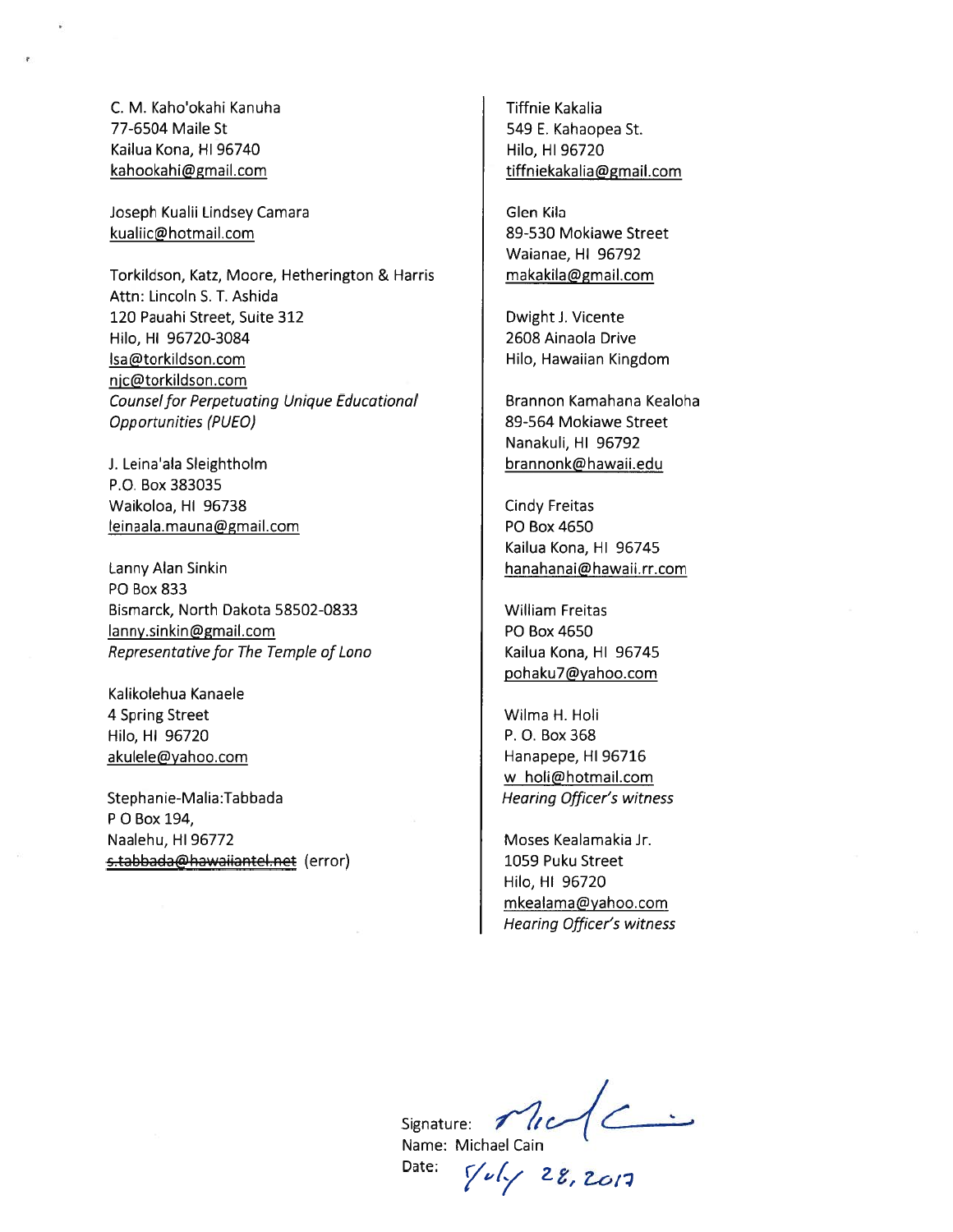C. M. Kaho'okahi Kanuha
77-6504 Maile St
Kailua Kona, HI 96740
kahookahi@gmail.com

Joseph Kualii Lindsey Camara
kualiic@hotmail.com

Torkildson, Katz, Moore, Hetherington & Harris
Attn: Lincoln S. T. Ashida
120 Pauahi Street, Suite 312
Hilo, HI 96720-3084
lsa@torkildson.com
njc@torkildson.com
*Counsel for Perpetuating Unique Educational Opportunities (PUEO)*

J. Leina'ala Sleightholm
P.O. Box 383035
Waikoloa, HI 96738
leinaala.mauna@gmail.com

Lanny Alan Sinkin
PO Box 833
Bismarck, North Dakota 58502-0833
lanny.sinkin@gmail.com
*Representative for The Temple of Lono*

Kalikolehua Kanaele
4 Spring Street
Hilo, HI 96720
akulele@yahoo.com

Stephanie-Malia:Tabbada
P O Box 194,
Naalehu, HI 96772
~~s.tabbada@hawaiiantel.net~~ (error)

Tiffnie Kakalia
549 E. Kahaopea St.
Hilo, HI 96720
tiffniekakalia@gmail.com

Glen Kila
89-530 Mokiawe Street
Waianae, HI 96792
makakila@gmail.com

Dwight J. Vicente
2608 Ainaola Drive
Hilo, Hawaiian Kingdom

Brannon Kamahana Kealoha
89-564 Mokiawe Street
Nanakuli, HI 96792
brannonk@hawaii.edu

Cindy Freitas
PO Box 4650
Kailua Kona, HI 96745
hanahanai@hawaii.rr.com

William Freitas
PO Box 4650
Kailua Kona, HI 96745
pohaku7@yahoo.com

Wilma H. Holi
P. O. Box 368
Hanapepe, HI 96716
w_holi@hotmail.com
*Hearing Officer's witness*

Moses Kealamakia Jr.
1059 Puku Street
Hilo, HI 96720
mkealama@yahoo.com
*Hearing Officer's witness*

Signature: [signature]
Name: Michael Cain
Date: July 28, 2017